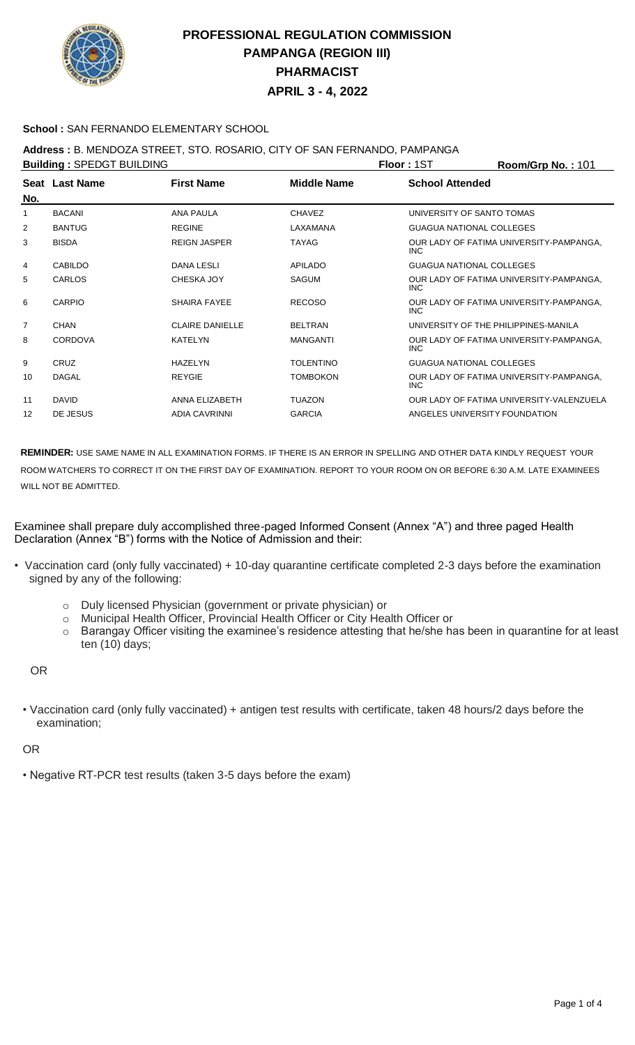# PROFESSIONAL REGULATION COMMISSION
## PAMPANGA (REGION III)
## PHARMACIST
## APRIL 3 - 4, 2022

**School :** SAN FERNANDO ELEMENTARY SCHOOL

**Address :** B. MENDOZA STREET, STO. ROSARIO, CITY OF SAN FERNANDO, PAMPANGA

**Building :** SPEDGT BUILDING **Floor :** 1ST **Room/Grp No. :** 101

| Seat No. | Last Name | First Name | Middle Name | School Attended |
|---|---|---|---|---|
| 1 | BACANI | ANA PAULA | CHAVEZ | UNIVERSITY OF SANTO TOMAS |
| 2 | BANTUG | REGINE | LAXAMANA | GUAGUA NATIONAL COLLEGES |
| 3 | BISDA | REIGN JASPER | TAYAG | OUR LADY OF FATIMA UNIVERSITY-PAMPANGA, INC |
| 4 | CABILDO | DANA LESLI | APILADO | GUAGUA NATIONAL COLLEGES |
| 5 | CARLOS | CHESKA JOY | SAGUM | OUR LADY OF FATIMA UNIVERSITY-PAMPANGA, INC |
| 6 | CARPIO | SHAIRA FAYEE | RECOSO | OUR LADY OF FATIMA UNIVERSITY-PAMPANGA, INC |
| 7 | CHAN | CLAIRE DANIELLE | BELTRAN | UNIVERSITY OF THE PHILIPPINES-MANILA |
| 8 | CORDOVA | KATELYN | MANGANTI | OUR LADY OF FATIMA UNIVERSITY-PAMPANGA, INC |
| 9 | CRUZ | HAZELYN | TOLENTINO | GUAGUA NATIONAL COLLEGES |
| 10 | DAGAL | REYGIE | TOMBOKON | OUR LADY OF FATIMA UNIVERSITY-PAMPANGA, INC |
| 11 | DAVID | ANNA ELIZABETH | TUAZON | OUR LADY OF FATIMA UNIVERSITY-VALENZUELA |
| 12 | DE JESUS | ADIA CAVRINNI | GARCIA | ANGELES UNIVERSITY FOUNDATION |

**REMINDER:** USE SAME NAME IN ALL EXAMINATION FORMS. IF THERE IS AN ERROR IN SPELLING AND OTHER DATA KINDLY REQUEST YOUR ROOM WATCHERS TO CORRECT IT ON THE FIRST DAY OF EXAMINATION. REPORT TO YOUR ROOM ON OR BEFORE 6:30 A.M. LATE EXAMINEES WILL NOT BE ADMITTED.

Examinee shall prepare duly accomplished three-paged Informed Consent (Annex "A") and three paged Health Declaration (Annex "B") forms with the Notice of Admission and their:

- Vaccination card (only fully vaccinated) + 10-day quarantine certificate completed 2-3 days before the examination signed by any of the following:
  - Duly licensed Physician (government or private physician) or
  - Municipal Health Officer, Provincial Health Officer or City Health Officer or
  - Barangay Officer visiting the examinee's residence attesting that he/she has been in quarantine for at least ten (10) days;

OR

- Vaccination card (only fully vaccinated) + antigen test results with certificate, taken 48 hours/2 days before the examination;

OR

- Negative RT-PCR test results (taken 3-5 days before the exam)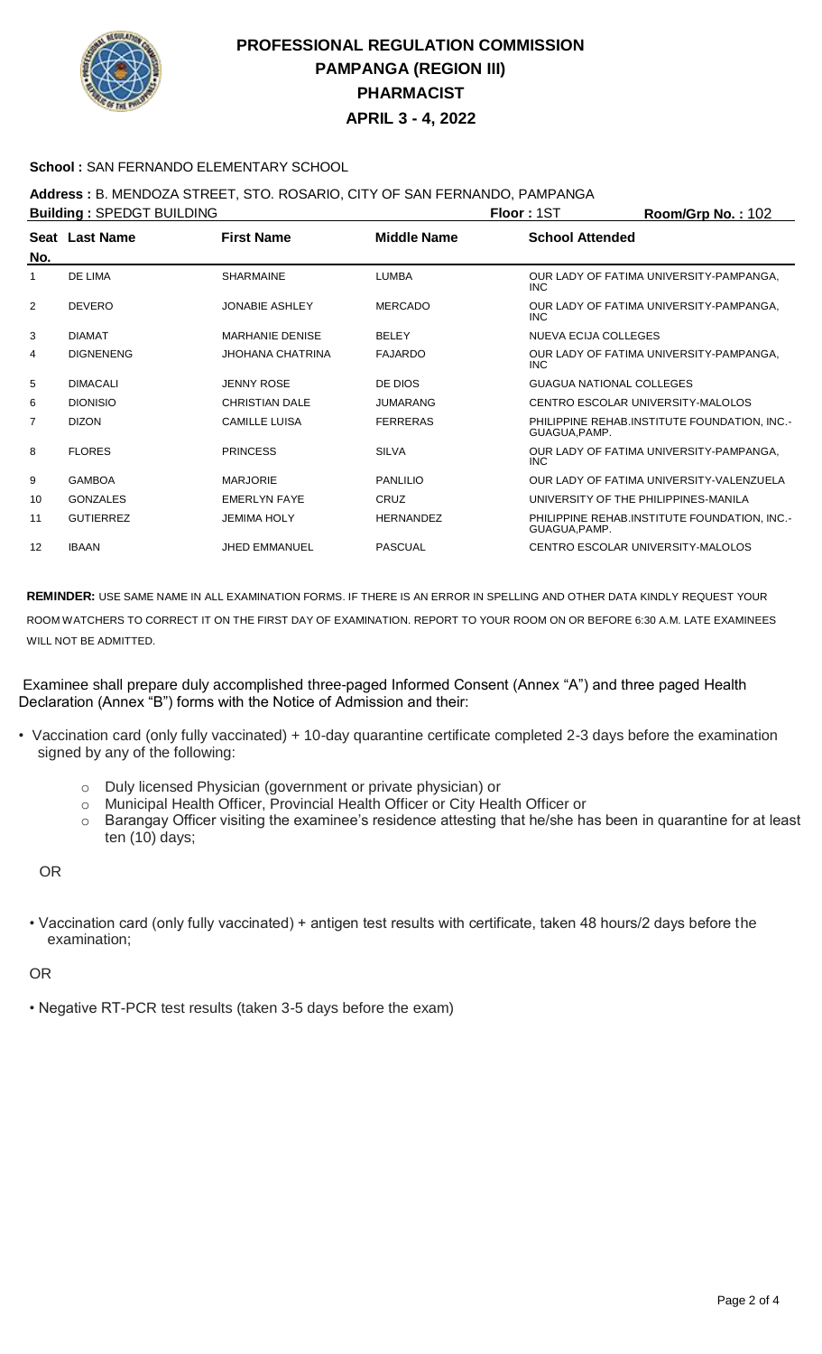# PROFESSIONAL REGULATION COMMISSION
## PAMPANGA (REGION III)
## PHARMACIST
## APRIL 3 - 4, 2022

**School :** SAN FERNANDO ELEMENTARY SCHOOL

**Address :** B. MENDOZA STREET, STO. ROSARIO, CITY OF SAN FERNANDO, PAMPANGA

**Building :** SPEDGT BUILDING **Floor :** 1ST **Room/Grp No. :** 102

| Seat No. | Last Name | First Name | Middle Name | School Attended |
|---|---|---|---|---|
| 1 | DE LIMA | SHARMAINE | LUMBA | OUR LADY OF FATIMA UNIVERSITY-PAMPANGA, INC |
| 2 | DEVERO | JONABIE ASHLEY | MERCADO | OUR LADY OF FATIMA UNIVERSITY-PAMPANGA, INC |
| 3 | DIAMAT | MARHANIE DENISE | BELEY | NUEVA ECIJA COLLEGES |
| 4 | DIGNENENG | JHOHANA CHATRINA | FAJARDO | OUR LADY OF FATIMA UNIVERSITY-PAMPANGA, INC |
| 5 | DIMACALI | JENNY ROSE | DE DIOS | GUAGUA NATIONAL COLLEGES |
| 6 | DIONISIO | CHRISTIAN DALE | JUMARANG | CENTRO ESCOLAR UNIVERSITY-MALOLOS |
| 7 | DIZON | CAMILLE LUISA | FERRERAS | PHILIPPINE REHAB.INSTITUTE FOUNDATION, INC.-GUAGUA,PAMP. |
| 8 | FLORES | PRINCESS | SILVA | OUR LADY OF FATIMA UNIVERSITY-PAMPANGA, INC |
| 9 | GAMBOA | MARJORIE | PANLILIO | OUR LADY OF FATIMA UNIVERSITY-VALENZUELA |
| 10 | GONZALES | EMERLYN FAYE | CRUZ | UNIVERSITY OF THE PHILIPPINES-MANILA |
| 11 | GUTIERREZ | JEMIMA HOLY | HERNANDEZ | PHILIPPINE REHAB.INSTITUTE FOUNDATION, INC.-GUAGUA,PAMP. |
| 12 | IBAAN | JHED EMMANUEL | PASCUAL | CENTRO ESCOLAR UNIVERSITY-MALOLOS |

**REMINDER:** USE SAME NAME IN ALL EXAMINATION FORMS. IF THERE IS AN ERROR IN SPELLING AND OTHER DATA KINDLY REQUEST YOUR ROOM WATCHERS TO CORRECT IT ON THE FIRST DAY OF EXAMINATION. REPORT TO YOUR ROOM ON OR BEFORE 6:30 A.M. LATE EXAMINEES WILL NOT BE ADMITTED.

Examinee shall prepare duly accomplished three-paged Informed Consent (Annex "A") and three paged Health Declaration (Annex "B") forms with the Notice of Admission and their:

- Vaccination card (only fully vaccinated) + 10-day quarantine certificate completed 2-3 days before the examination signed by any of the following:
  - Duly licensed Physician (government or private physician) or
  - Municipal Health Officer, Provincial Health Officer or City Health Officer or
  - Barangay Officer visiting the examinee's residence attesting that he/she has been in quarantine for at least ten (10) days;

OR

- Vaccination card (only fully vaccinated) + antigen test results with certificate, taken 48 hours/2 days before the examination;

OR

- Negative RT-PCR test results (taken 3-5 days before the exam)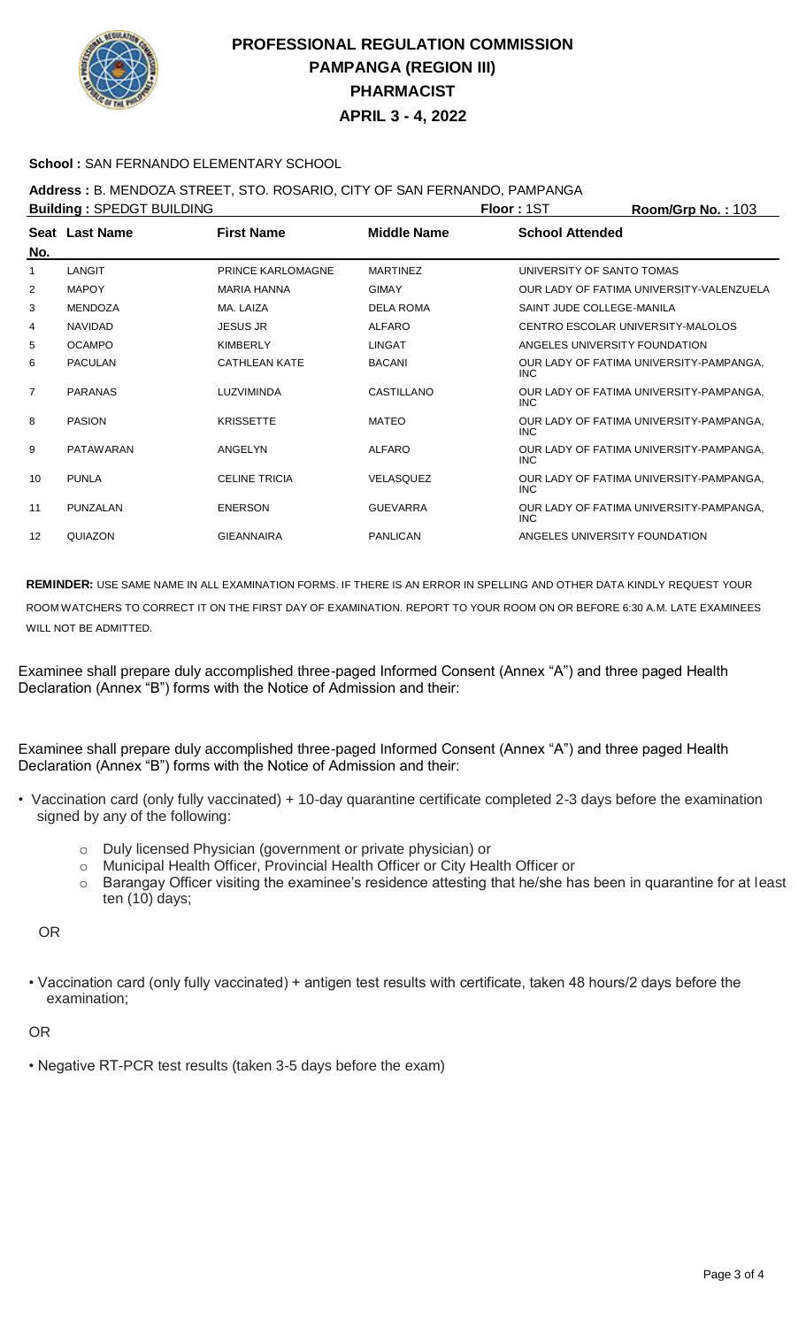# PROFESSIONAL REGULATION COMMISSION
# PAMPANGA (REGION III)
# PHARMACIST
# APRIL 3 - 4, 2022

**School :** SAN FERNANDO ELEMENTARY SCHOOL

**Address :** B. MENDOZA STREET, STO. ROSARIO, CITY OF SAN FERNANDO, PAMPANGA

**Building :** SPEDGT BUILDING　　**Floor :** 1ST　　**Room/Grp No. :** 103

| Seat No. | Last Name | First Name | Middle Name | School Attended |
|---|---|---|---|---|
| 1 | LANGIT | PRINCE KARLOMAGNE | MARTINEZ | UNIVERSITY OF SANTO TOMAS |
| 2 | MAPOY | MARIA HANNA | GIMAY | OUR LADY OF FATIMA UNIVERSITY-VALENZUELA |
| 3 | MENDOZA | MA. LAIZA | DELA ROMA | SAINT JUDE COLLEGE-MANILA |
| 4 | NAVIDAD | JESUS JR | ALFARO | CENTRO ESCOLAR UNIVERSITY-MALOLOS |
| 5 | OCAMPO | KIMBERLY | LINGAT | ANGELES UNIVERSITY FOUNDATION |
| 6 | PACULAN | CATHLEAN KATE | BACANI | OUR LADY OF FATIMA UNIVERSITY-PAMPANGA, INC |
| 7 | PARANAS | LUZVIMINDA | CASTILLANO | OUR LADY OF FATIMA UNIVERSITY-PAMPANGA, INC |
| 8 | PASION | KRISSETTE | MATEO | OUR LADY OF FATIMA UNIVERSITY-PAMPANGA, INC |
| 9 | PATAWARAN | ANGELYN | ALFARO | OUR LADY OF FATIMA UNIVERSITY-PAMPANGA, INC |
| 10 | PUNLA | CELINE TRICIA | VELASQUEZ | OUR LADY OF FATIMA UNIVERSITY-PAMPANGA, INC |
| 11 | PUNZALAN | ENERSON | GUEVARRA | OUR LADY OF FATIMA UNIVERSITY-PAMPANGA, INC |
| 12 | QUIAZON | GIEANNAIRA | PANLICAN | ANGELES UNIVERSITY FOUNDATION |

**REMINDER:** USE SAME NAME IN ALL EXAMINATION FORMS. IF THERE IS AN ERROR IN SPELLING AND OTHER DATA KINDLY REQUEST YOUR ROOM WATCHERS TO CORRECT IT ON THE FIRST DAY OF EXAMINATION. REPORT TO YOUR ROOM ON OR BEFORE 6:30 A.M. LATE EXAMINEES WILL NOT BE ADMITTED.

Examinee shall prepare duly accomplished three-paged Informed Consent (Annex "A") and three paged Health Declaration (Annex "B") forms with the Notice of Admission and their:

Examinee shall prepare duly accomplished three-paged Informed Consent (Annex "A") and three paged Health Declaration (Annex "B") forms with the Notice of Admission and their:

- Vaccination card (only fully vaccinated) + 10-day quarantine certificate completed 2-3 days before the examination signed by any of the following:
  - Duly licensed Physician (government or private physician) or
  - Municipal Health Officer, Provincial Health Officer or City Health Officer or
  - Barangay Officer visiting the examinee's residence attesting that he/she has been in quarantine for at least ten (10) days;

OR

- Vaccination card (only fully vaccinated) + antigen test results with certificate, taken 48 hours/2 days before the examination;

OR

- Negative RT-PCR test results (taken 3-5 days before the exam)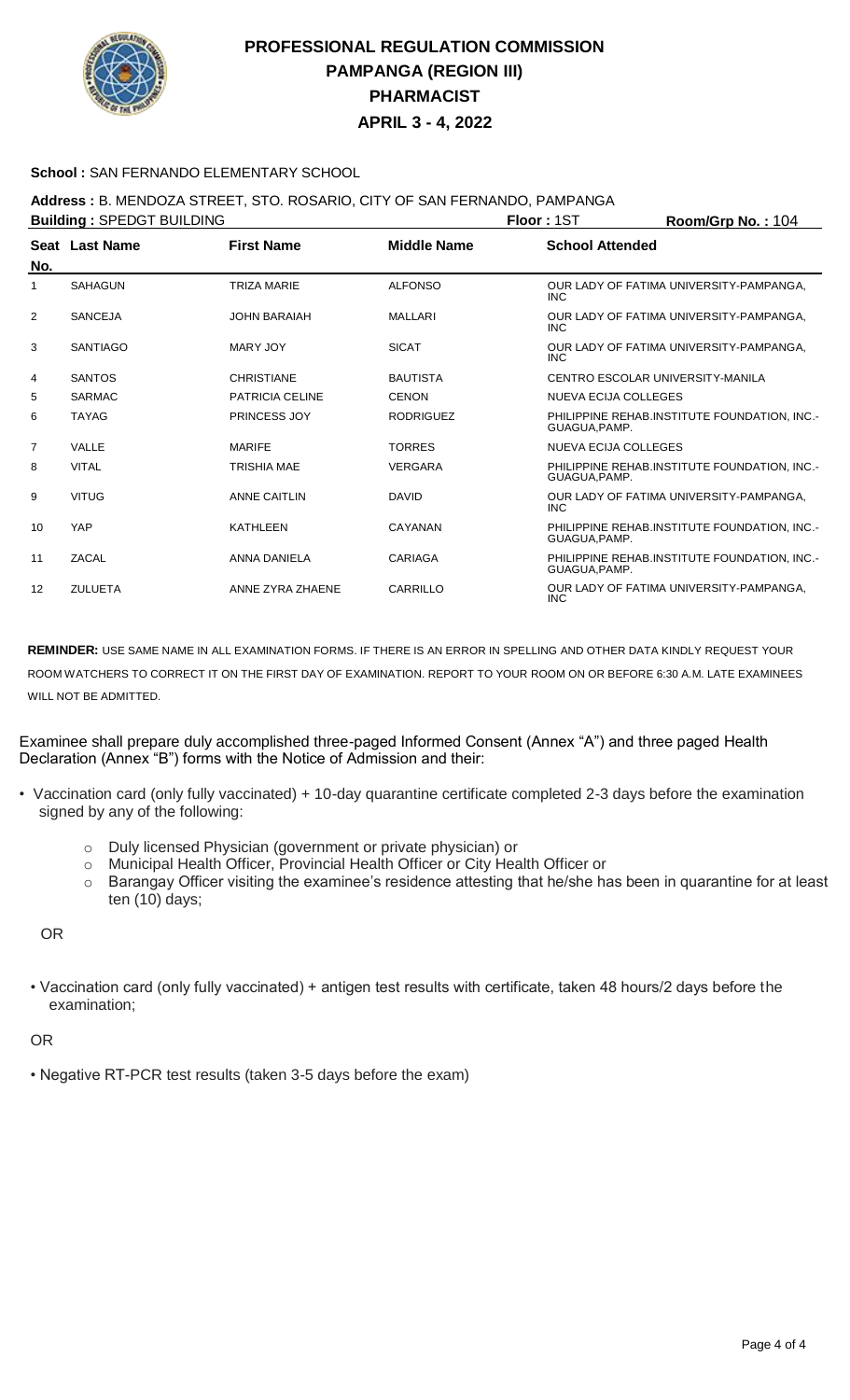# PROFESSIONAL REGULATION COMMISSION
## PAMPANGA (REGION III)
## PHARMACIST
## APRIL 3 - 4, 2022

**School :** SAN FERNANDO ELEMENTARY SCHOOL

**Address :** B. MENDOZA STREET, STO. ROSARIO, CITY OF SAN FERNANDO, PAMPANGA

**Building :** SPEDGT BUILDING  **Floor :** 1ST  **Room/Grp No. :** 104

| Seat No. | Last Name | First Name | Middle Name | School Attended |
|---|---|---|---|---|
| 1 | SAHAGUN | TRIZA MARIE | ALFONSO | OUR LADY OF FATIMA UNIVERSITY-PAMPANGA, INC |
| 2 | SANCEJA | JOHN BARAIAH | MALLARI | OUR LADY OF FATIMA UNIVERSITY-PAMPANGA, INC |
| 3 | SANTIAGO | MARY JOY | SICAT | OUR LADY OF FATIMA UNIVERSITY-PAMPANGA, INC |
| 4 | SANTOS | CHRISTIANE | BAUTISTA | CENTRO ESCOLAR UNIVERSITY-MANILA |
| 5 | SARMAC | PATRICIA CELINE | CENON | NUEVA ECIJA COLLEGES |
| 6 | TAYAG | PRINCESS JOY | RODRIGUEZ | PHILIPPINE REHAB.INSTITUTE FOUNDATION, INC.-GUAGUA,PAMP. |
| 7 | VALLE | MARIFE | TORRES | NUEVA ECIJA COLLEGES |
| 8 | VITAL | TRISHIA MAE | VERGARA | PHILIPPINE REHAB.INSTITUTE FOUNDATION, INC.-GUAGUA,PAMP. |
| 9 | VITUG | ANNE CAITLIN | DAVID | OUR LADY OF FATIMA UNIVERSITY-PAMPANGA, INC |
| 10 | YAP | KATHLEEN | CAYANAN | PHILIPPINE REHAB.INSTITUTE FOUNDATION, INC.-GUAGUA,PAMP. |
| 11 | ZACAL | ANNA DANIELA | CARIAGA | PHILIPPINE REHAB.INSTITUTE FOUNDATION, INC.-GUAGUA,PAMP. |
| 12 | ZULUETA | ANNE ZYRA ZHAENE | CARRILLO | OUR LADY OF FATIMA UNIVERSITY-PAMPANGA, INC |

**REMINDER:** USE SAME NAME IN ALL EXAMINATION FORMS. IF THERE IS AN ERROR IN SPELLING AND OTHER DATA KINDLY REQUEST YOUR ROOM WATCHERS TO CORRECT IT ON THE FIRST DAY OF EXAMINATION. REPORT TO YOUR ROOM ON OR BEFORE 6:30 A.M. LATE EXAMINEES WILL NOT BE ADMITTED.

Examinee shall prepare duly accomplished three-paged Informed Consent (Annex "A") and three paged Health Declaration (Annex "B") forms with the Notice of Admission and their:

- Vaccination card (only fully vaccinated) + 10-day quarantine certificate completed 2-3 days before the examination signed by any of the following:
  - Duly licensed Physician (government or private physician) or
  - Municipal Health Officer, Provincial Health Officer or City Health Officer or
  - Barangay Officer visiting the examinee's residence attesting that he/she has been in quarantine for at least ten (10) days;

OR

- Vaccination card (only fully vaccinated) + antigen test results with certificate, taken 48 hours/2 days before the examination;

OR

- Negative RT-PCR test results (taken 3-5 days before the exam)